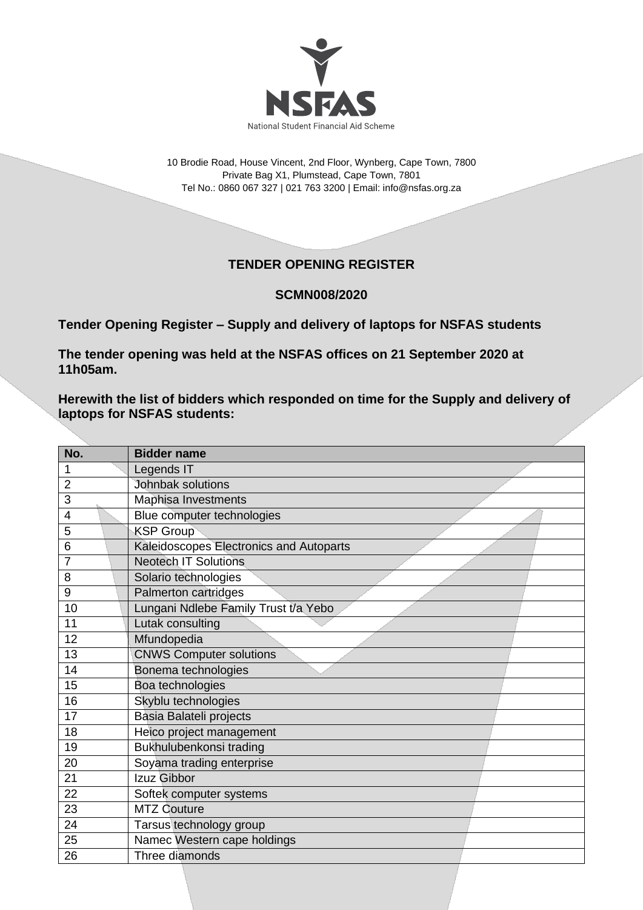NSFAS

National Student Financial Aid Scheme

10 Brodie Road, House Vincent, 2nd Floor, Wynberg, Cape Town, 7800
Private Bag X1, Plumstead, Cape Town, 7801
Tel No.: 0860 067 327 | 021 763 3200 | Email: info@nsfas.org.za

## TENDER OPENING REGISTER

### SCMN008/2020

**Tender Opening Register – Supply and delivery of laptops for NSFAS students**

**The tender opening was held at the NSFAS offices on 21 September 2020 at 11h05am.**

**Herewith the list of bidders which responded on time for the Supply and delivery of laptops for NSFAS students:**

| No. | Bidder name |
|---|---|
| 1 | Legends IT |
| 2 | Johnbak solutions |
| 3 | Maphisa Investments |
| 4 | Blue computer technologies |
| 5 | KSP Group |
| 6 | Kaleidoscopes Electronics and Autoparts |
| 7 | Neotech IT Solutions |
| 8 | Solario technologies |
| 9 | Palmerton cartridges |
| 10 | Lungani Ndlebe Family Trust t/a Yebo |
| 11 | Lutak consulting |
| 12 | Mfundopedia |
| 13 | CNWS Computer solutions |
| 14 | Bonema technologies |
| 15 | Boa technologies |
| 16 | Skyblu technologies |
| 17 | Basia Balateli projects |
| 18 | Heico project management |
| 19 | Bukhulubenkonsi trading |
| 20 | Soyama trading enterprise |
| 21 | Izuz Gibbor |
| 22 | Softek computer systems |
| 23 | MTZ Couture |
| 24 | Tarsus technology group |
| 25 | Namec Western cape holdings |
| 26 | Three diamonds |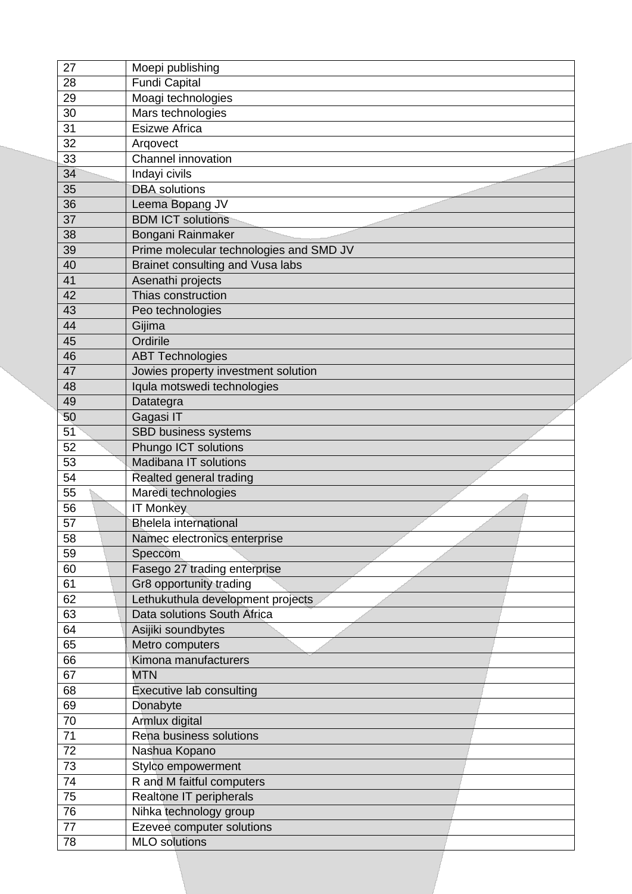| 27 | Moepi publishing |
|---|---|
| 28 | Fundi Capital |
| 29 | Moagi technologies |
| 30 | Mars technologies |
| 31 | Esizwe Africa |
| 32 | Arqovect |
| 33 | Channel innovation |
| 34 | Indayi civils |
| 35 | DBA solutions |
| 36 | Leema Bopang JV |
| 37 | BDM ICT solutions |
| 38 | Bongani Rainmaker |
| 39 | Prime molecular technologies and SMD JV |
| 40 | Brainet consulting and Vusa labs |
| 41 | Asenathi projects |
| 42 | Thias construction |
| 43 | Peo technologies |
| 44 | Gijima |
| 45 | Ordirile |
| 46 | ABT Technologies |
| 47 | Jowies property investment solution |
| 48 | Iqula motswedi technologies |
| 49 | Datategra |
| 50 | Gagasi IT |
| 51 | SBD business systems |
| 52 | Phungo ICT solutions |
| 53 | Madibana IT solutions |
| 54 | Realted general trading |
| 55 | Maredi technologies |
| 56 | IT Monkey |
| 57 | Bhelela international |
| 58 | Namec electronics enterprise |
| 59 | Speccom |
| 60 | Fasego 27 trading enterprise |
| 61 | Gr8 opportunity trading |
| 62 | Lethukuthula development projects |
| 63 | Data solutions South Africa |
| 64 | Asijiki soundbytes |
| 65 | Metro computers |
| 66 | Kimona manufacturers |
| 67 | MTN |
| 68 | Executive lab consulting |
| 69 | Donabyte |
| 70 | Armlux digital |
| 71 | Rena business solutions |
| 72 | Nashua Kopano |
| 73 | Stylco empowerment |
| 74 | R and M faitful computers |
| 75 | Realtone IT peripherals |
| 76 | Nihka technology group |
| 77 | Ezevee computer solutions |
| 78 | MLO solutions |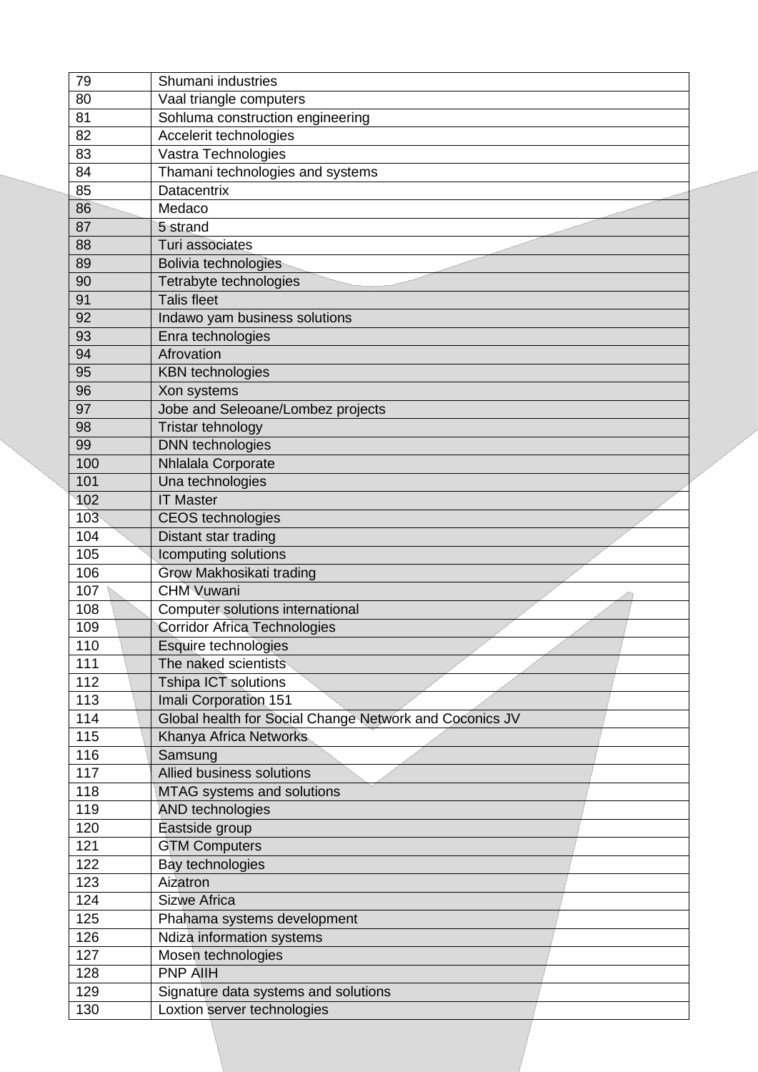| 79 | Shumani industries |
|---|---|
| 80 | Vaal triangle computers |
| 81 | Sohluma construction engineering |
| 82 | Accelerit technologies |
| 83 | Vastra Technologies |
| 84 | Thamani technologies and systems |
| 85 | Datacentrix |
| 86 | Medaco |
| 87 | 5 strand |
| 88 | Turi associates |
| 89 | Bolivia technologies |
| 90 | Tetrabyte technologies |
| 91 | Talis fleet |
| 92 | Indawo yam business solutions |
| 93 | Enra technologies |
| 94 | Afrovation |
| 95 | KBN technologies |
| 96 | Xon systems |
| 97 | Jobe and Seleoane/Lombez projects |
| 98 | Tristar tehnology |
| 99 | DNN technologies |
| 100 | Nhlalala Corporate |
| 101 | Una technologies |
| 102 | IT Master |
| 103 | CEOS technologies |
| 104 | Distant star trading |
| 105 | Icomputing solutions |
| 106 | Grow Makhosikati trading |
| 107 | CHM Vuwani |
| 108 | Computer solutions international |
| 109 | Corridor Africa Technologies |
| 110 | Esquire technologies |
| 111 | The naked scientists |
| 112 | Tshipa ICT solutions |
| 113 | Imali Corporation 151 |
| 114 | Global health for Social Change Network and Coconics JV |
| 115 | Khanya Africa Networks |
| 116 | Samsung |
| 117 | Allied business solutions |
| 118 | MTAG systems and solutions |
| 119 | AND technologies |
| 120 | Eastside group |
| 121 | GTM Computers |
| 122 | Bay technologies |
| 123 | Aizatron |
| 124 | Sizwe Africa |
| 125 | Phahama systems development |
| 126 | Ndiza information systems |
| 127 | Mosen technologies |
| 128 | PNP AIIH |
| 129 | Signature data systems and solutions |
| 130 | Loxtion server technologies |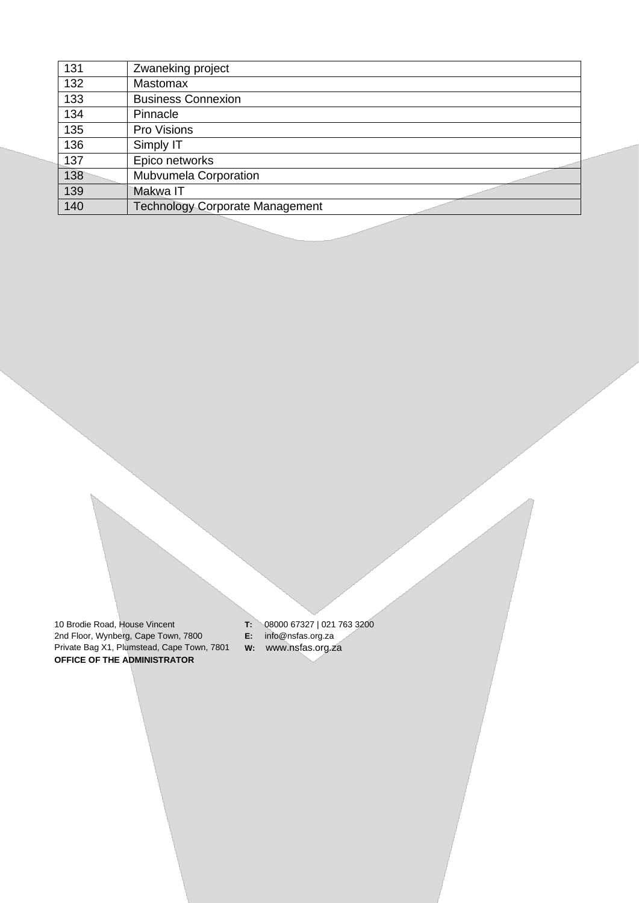| | |
|---|---|
| 131 | Zwaneking project |
| 132 | Mastomax |
| 133 | Business Connexion |
| 134 | Pinnacle |
| 135 | Pro Visions |
| 136 | Simply IT |
| 137 | Epico networks |
| 138 | Mubvumela Corporation |
| 139 | Makwa IT |
| 140 | Technology Corporate Management |

10 Brodie Road, House Vincent
2nd Floor, Wynberg, Cape Town, 7800
Private Bag X1, Plumstead, Cape Town, 7801
**OFFICE OF THE ADMINISTRATOR**

**T:** 08000 67327 | 021 763 3200
**E:** info@nsfas.org.za
**W:** www.nsfas.org.za